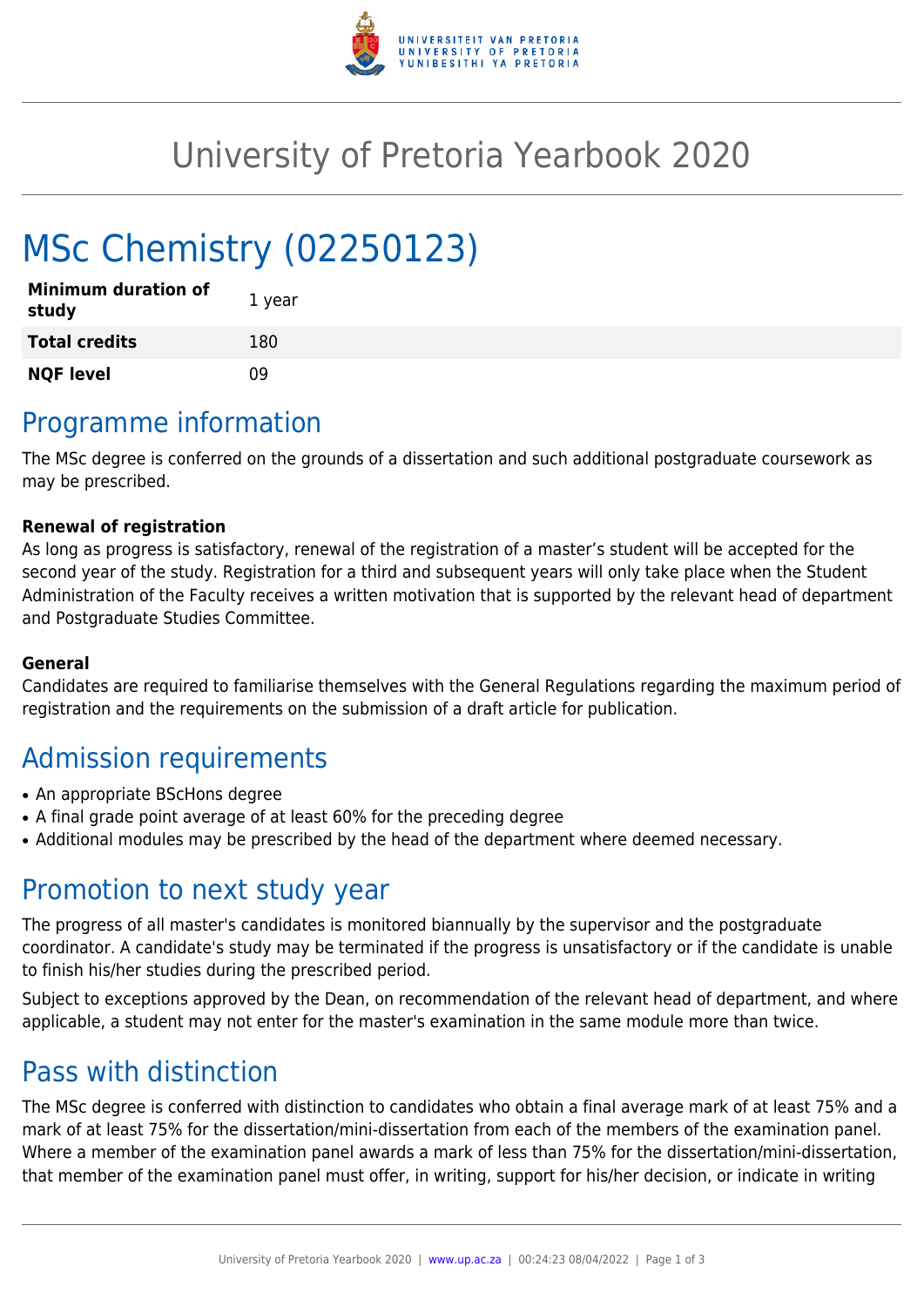# University of Pretoria Yearbook 2020

# MSc Chemistry (02250123)

| | |
|---|---|
| **Minimum duration of study** | 1 year |
| **Total credits** | 180 |
| **NQF level** | 09 |

## Programme information

The MSc degree is conferred on the grounds of a dissertation and such additional postgraduate coursework as may be prescribed.

**Renewal of registration**

As long as progress is satisfactory, renewal of the registration of a master's student will be accepted for the second year of the study. Registration for a third and subsequent years will only take place when the Student Administration of the Faculty receives a written motivation that is supported by the relevant head of department and Postgraduate Studies Committee.

**General**

Candidates are required to familiarise themselves with the General Regulations regarding the maximum period of registration and the requirements on the submission of a draft article for publication.

## Admission requirements

- An appropriate BScHons degree
- A final grade point average of at least 60% for the preceding degree
- Additional modules may be prescribed by the head of the department where deemed necessary.

## Promotion to next study year

The progress of all master's candidates is monitored biannually by the supervisor and the postgraduate coordinator. A candidate's study may be terminated if the progress is unsatisfactory or if the candidate is unable to finish his/her studies during the prescribed period.

Subject to exceptions approved by the Dean, on recommendation of the relevant head of department, and where applicable, a student may not enter for the master's examination in the same module more than twice.

## Pass with distinction

The MSc degree is conferred with distinction to candidates who obtain a final average mark of at least 75% and a mark of at least 75% for the dissertation/mini-dissertation from each of the members of the examination panel. Where a member of the examination panel awards a mark of less than 75% for the dissertation/mini-dissertation, that member of the examination panel must offer, in writing, support for his/her decision, or indicate in writing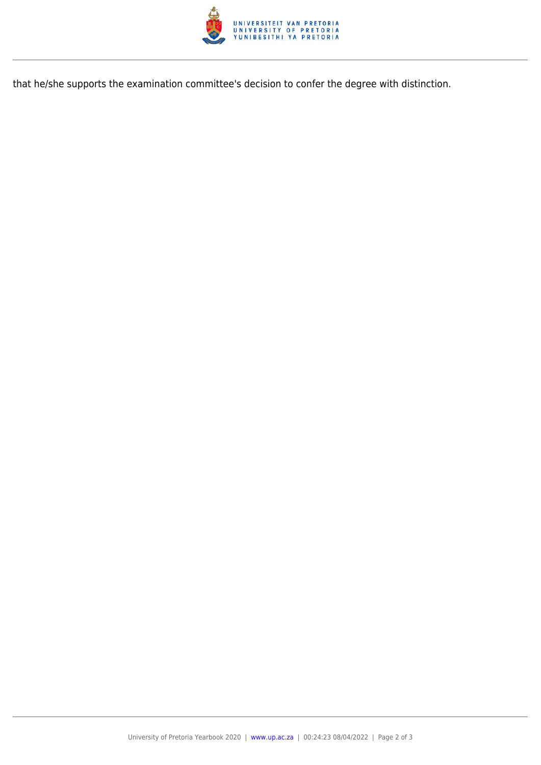that he/she supports the examination committee's decision to confer the degree with distinction.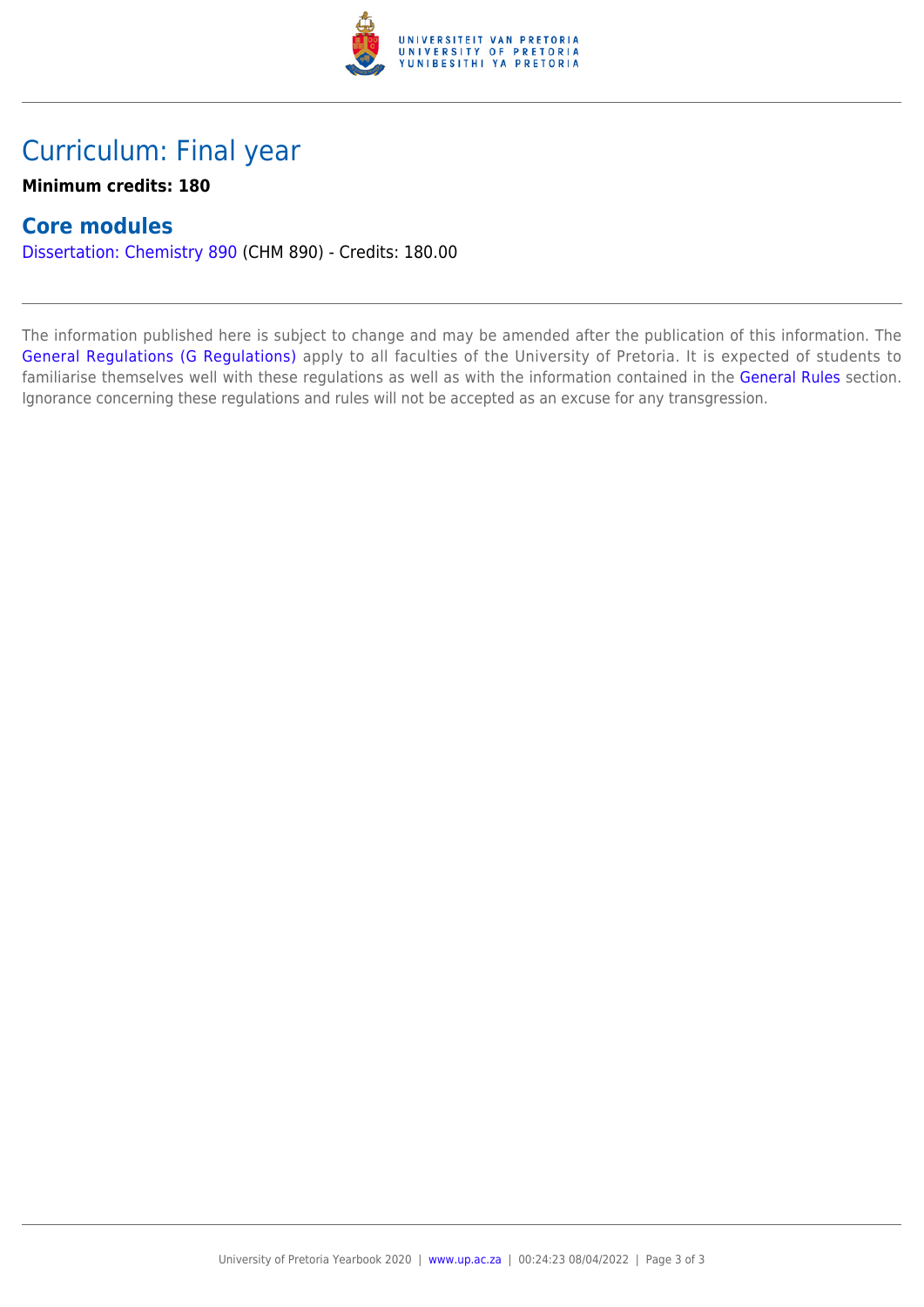# Curriculum: Final year

**Minimum credits: 180**

## Core modules

Dissertation: Chemistry 890 (CHM 890) - Credits: 180.00

The information published here is subject to change and may be amended after the publication of this information. The General Regulations (G Regulations) apply to all faculties of the University of Pretoria. It is expected of students to familiarise themselves well with these regulations as well as with the information contained in the General Rules section. Ignorance concerning these regulations and rules will not be accepted as an excuse for any transgression.